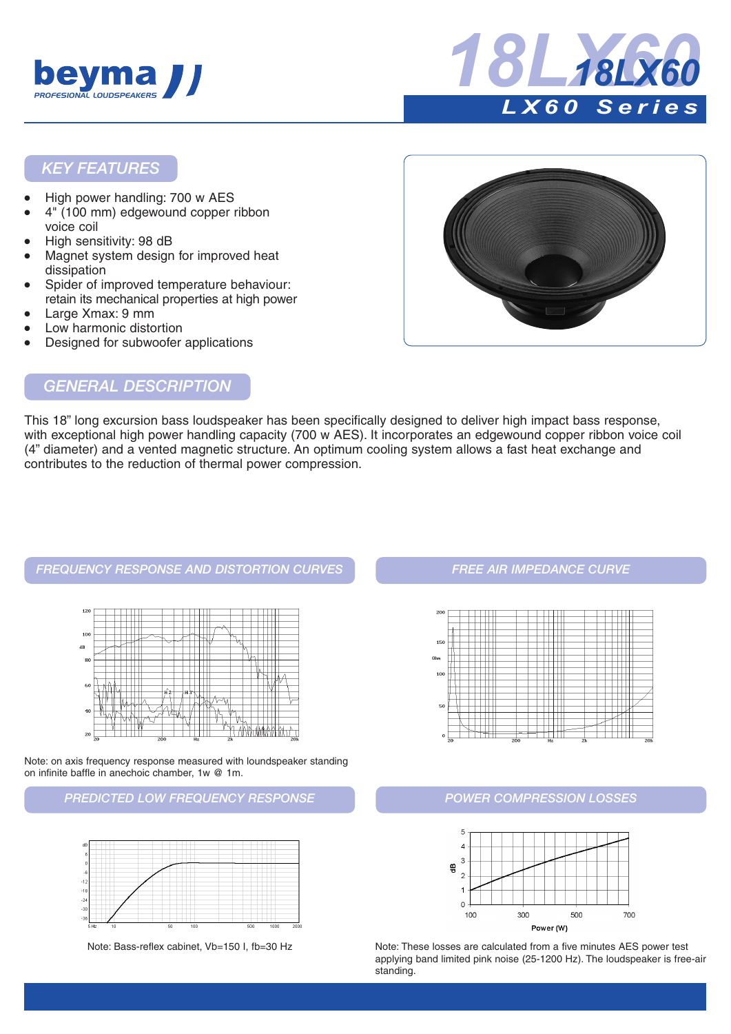# 18LX60

## LX60 Series

## KEY FEATURES

- High power handling: 700 w AES
- 4" (100 mm) edgewound copper ribbon voice coil
- High sensitivity: 98 dB
- Magnet system design for improved heat dissipation
- Spider of improved temperature behaviour: retain its mechanical properties at high power
- Large Xmax: 9 mm
- Low harmonic distortion
- Designed for subwoofer applications

## GENERAL DESCRIPTION

This 18" long excursion bass loudspeaker has been specifically designed to deliver high impact bass response, with exceptional high power handling capacity (700 w AES). It incorporates an edgewound copper ribbon voice coil (4" diameter) and a vented magnetic structure. An optimum cooling system allows a fast heat exchange and contributes to the reduction of thermal power compression.

## FREQUENCY RESPONSE AND DISTORTION CURVES

Note: on axis frequency response measured with loundspeaker standing on infinite baffle in anechoic chamber, 1w @ 1m.

## FREE AIR IMPEDANCE CURVE

## PREDICTED LOW FREQUENCY RESPONSE

Note: Bass-reflex cabinet, Vb=150 l, fb=30 Hz

## POWER COMPRESSION LOSSES

Note: These losses are calculated from a five minutes AES power test applying band limited pink noise (25-1200 Hz). The loudspeaker is free-air standing.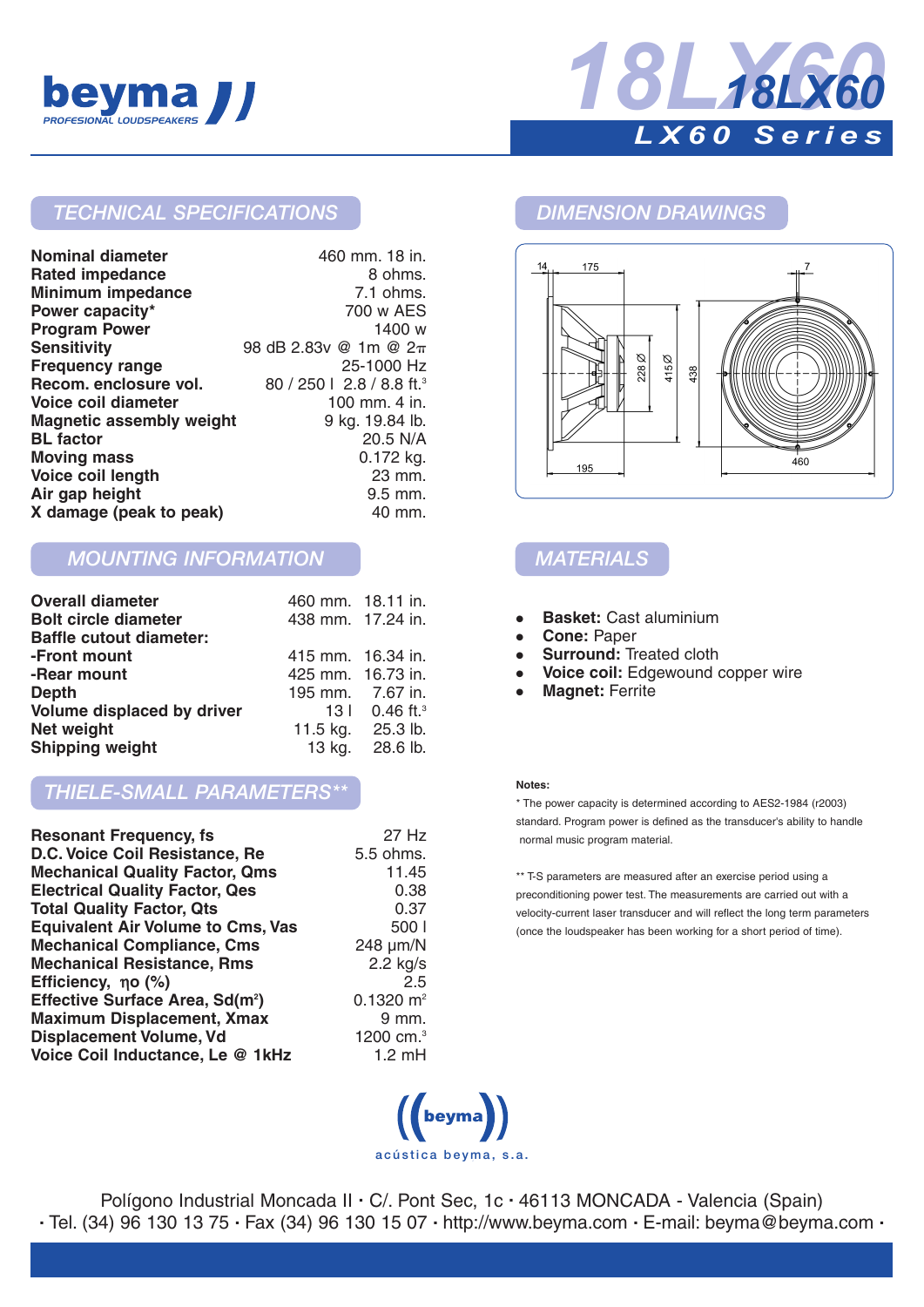beyma
PROFESIONAL LOUDSPEAKERS

# 18LX60

## LX60 Series

## TECHNICAL SPECIFICATIONS

| | |
|---|---|
| **Nominal diameter** | 460 mm. 18 in. |
| **Rated impedance** | 8 ohms. |
| **Minimum impedance** | 7.1 ohms. |
| **Power capacity*** | 700 w AES |
| **Program Power** | 1400 w |
| **Sensitivity** | 98 dB 2.83v @ 1m @ 2π |
| **Frequency range** | 25-1000 Hz |
| **Recom. enclosure vol.** | 80 / 250 l 2.8 / 8.8 ft.³ |
| **Voice coil diameter** | 100 mm. 4 in. |
| **Magnetic assembly weight** | 9 kg. 19.84 lb. |
| **BL factor** | 20.5 N/A |
| **Moving mass** | 0.172 kg. |
| **Voice coil length** | 23 mm. |
| **Air gap height** | 9.5 mm. |
| **X damage (peak to peak)** | 40 mm. |

## MOUNTING INFORMATION

| | | |
|---|---|---|
| **Overall diameter** | 460 mm. | 18.11 in. |
| **Bolt circle diameter** | 438 mm. | 17.24 in. |
| **Baffle cutout diameter:** | | |
| **-Front mount** | 415 mm. | 16.34 in. |
| **-Rear mount** | 425 mm. | 16.73 in. |
| **Depth** | 195 mm. | 7.67 in. |
| **Volume displaced by driver** | 13 l | 0.46 ft.³ |
| **Net weight** | 11.5 kg. | 25.3 lb. |
| **Shipping weight** | 13 kg. | 28.6 lb. |

## THIELE-SMALL PARAMETERS**

| | |
|---|---|
| **Resonant Frequency, fs** | 27 Hz |
| **D.C. Voice Coil Resistance, Re** | 5.5 ohms. |
| **Mechanical Quality Factor, Qms** | 11.45 |
| **Electrical Quality Factor, Qes** | 0.38 |
| **Total Quality Factor, Qts** | 0.37 |
| **Equivalent Air Volume to Cms, Vas** | 500 l |
| **Mechanical Compliance, Cms** | 248 µm/N |
| **Mechanical Resistance, Rms** | 2.2 kg/s |
| **Efficiency, ηo (%)** | 2.5 |
| **Effective Surface Area, Sd(m²)** | 0.1320 m² |
| **Maximum Displacement, Xmax** | 9 mm. |
| **Displacement Volume, Vd** | 1200 cm.³ |
| **Voice Coil Inductance, Le @ 1kHz** | 1.2 mH |

## DIMENSION DRAWINGS

14
175
7
228 Ø
415 Ø
438
195
460

## MATERIALS

- **Basket:** Cast aluminium
- **Cone:** Paper
- **Surround:** Treated cloth
- **Voice coil:** Edgewound copper wire
- **Magnet:** Ferrite

**Notes:**

\* The power capacity is determined according to AES2-1984 (r2003) standard. Program power is defined as the transducer's ability to handle normal music program material.

** T-S parameters are measured after an exercise period using a preconditioning power test. The measurements are carried out with a velocity-current laser transducer and will reflect the long term parameters (once the loudspeaker has been working for a short period of time).

beyma
acústica beyma, s.a.

Polígono Industrial Moncada II · C/. Pont Sec, 1c · 46113 MONCADA - Valencia (Spain)
· Tel. (34) 96 130 13 75 · Fax (34) 96 130 15 07 · http://www.beyma.com · E-mail: beyma@beyma.com ·